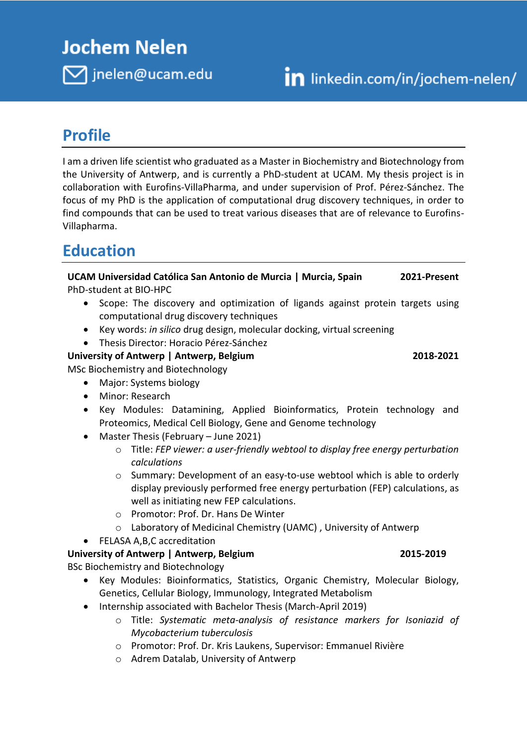# Jochem Nelen

jnelen@ucam.edu

linkedin.com/in/jochem-nelen/

## Profile

I am a driven life scientist who graduated as a Master in Biochemistry and Biotechnology from the University of Antwerp, and is currently a PhD-student at UCAM. My thesis project is in collaboration with Eurofins-VillaPharma, and under supervision of Prof. Pérez-Sánchez. The focus of my PhD is the application of computational drug discovery techniques, in order to find compounds that can be used to treat various diseases that are of relevance to Eurofins-Villapharma.

## Education

**UCAM Universidad Católica San Antonio de Murcia | Murcia, Spain** **2021-Present**

PhD-student at BIO-HPC

- Scope: The discovery and optimization of ligands against protein targets using computational drug discovery techniques
- Key words: *in silico* drug design, molecular docking, virtual screening
- Thesis Director: Horacio Pérez-Sánchez

**University of Antwerp | Antwerp, Belgium** **2018-2021**

MSc Biochemistry and Biotechnology

- Major: Systems biology
- Minor: Research
- Key Modules: Datamining, Applied Bioinformatics, Protein technology and Proteomics, Medical Cell Biology, Gene and Genome technology
- Master Thesis (February – June 2021)
  - Title: *FEP viewer: a user-friendly webtool to display free energy perturbation calculations*
  - Summary: Development of an easy-to-use webtool which is able to orderly display previously performed free energy perturbation (FEP) calculations, as well as initiating new FEP calculations.
  - Promotor: Prof. Dr. Hans De Winter
  - Laboratory of Medicinal Chemistry (UAMC) , University of Antwerp
- FELASA A,B,C accreditation

**University of Antwerp | Antwerp, Belgium** **2015-2019**

BSc Biochemistry and Biotechnology

- Key Modules: Bioinformatics, Statistics, Organic Chemistry, Molecular Biology, Genetics, Cellular Biology, Immunology, Integrated Metabolism
- Internship associated with Bachelor Thesis (March-April 2019)
  - Title: *Systematic meta-analysis of resistance markers for Isoniazid of Mycobacterium tuberculosis*
  - Promotor: Prof. Dr. Kris Laukens, Supervisor: Emmanuel Rivière
  - Adrem Datalab, University of Antwerp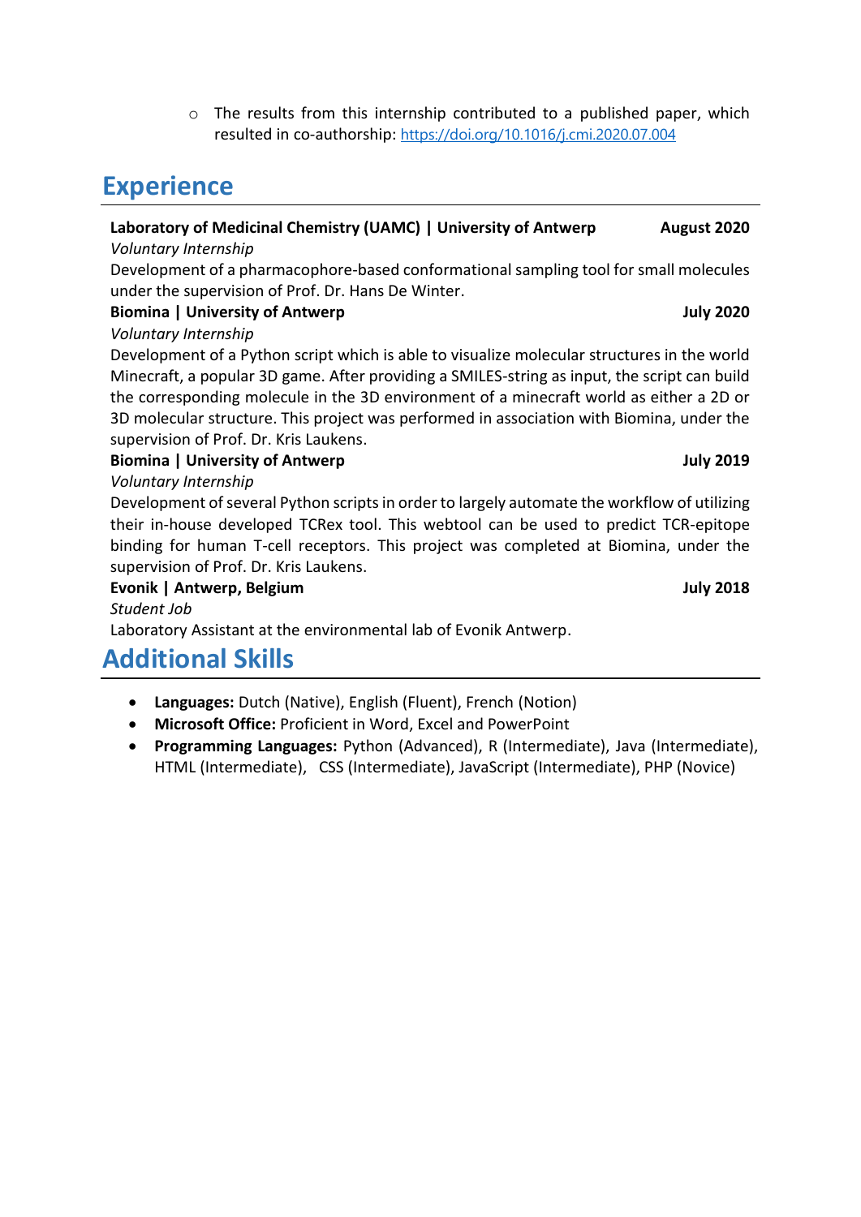- The results from this internship contributed to a published paper, which resulted in co-authorship: https://doi.org/10.1016/j.cmi.2020.07.004

# Experience

**Laboratory of Medicinal Chemistry (UAMC) | University of Antwerp** **August 2020**
*Voluntary Internship*
Development of a pharmacophore-based conformational sampling tool for small molecules under the supervision of Prof. Dr. Hans De Winter.

**Biomina | University of Antwerp** **July 2020**
*Voluntary Internship*
Development of a Python script which is able to visualize molecular structures in the world Minecraft, a popular 3D game. After providing a SMILES-string as input, the script can build the corresponding molecule in the 3D environment of a minecraft world as either a 2D or 3D molecular structure. This project was performed in association with Biomina, under the supervision of Prof. Dr. Kris Laukens.

**Biomina | University of Antwerp** **July 2019**
*Voluntary Internship*
Development of several Python scripts in order to largely automate the workflow of utilizing their in-house developed TCRex tool. This webtool can be used to predict TCR-epitope binding for human T-cell receptors. This project was completed at Biomina, under the supervision of Prof. Dr. Kris Laukens.

**Evonik | Antwerp, Belgium** **July 2018**
*Student Job*
Laboratory Assistant at the environmental lab of Evonik Antwerp.

# Additional Skills

- **Languages:** Dutch (Native), English (Fluent), French (Notion)
- **Microsoft Office:** Proficient in Word, Excel and PowerPoint
- **Programming Languages:** Python (Advanced), R (Intermediate), Java (Intermediate), HTML (Intermediate), CSS (Intermediate), JavaScript (Intermediate), PHP (Novice)